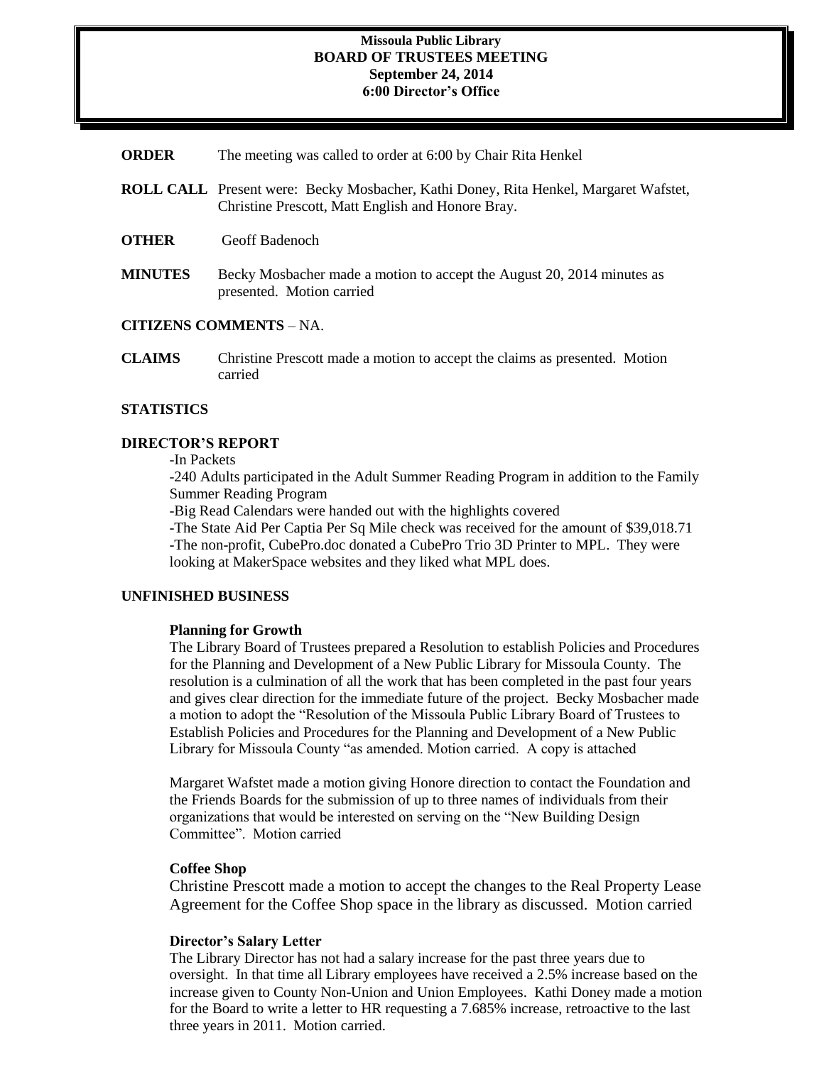# Missoula Public Library
## BOARD OF TRUSTEES MEETING
**September 24, 2014**
**6:00 Director's Office**

**ORDER** The meeting was called to order at 6:00 by Chair Rita Henkel

**ROLL CALL** Present were: Becky Mosbacher, Kathi Doney, Rita Henkel, Margaret Wafstet, Christine Prescott, Matt English and Honore Bray.

**OTHER** Geoff Badenoch

**MINUTES** Becky Mosbacher made a motion to accept the August 20, 2014 minutes as presented. Motion carried

**CITIZENS COMMENTS** – NA.

**CLAIMS** Christine Prescott made a motion to accept the claims as presented. Motion carried

**STATISTICS**

**DIRECTOR'S REPORT**

-In Packets

-240 Adults participated in the Adult Summer Reading Program in addition to the Family Summer Reading Program

-Big Read Calendars were handed out with the highlights covered

-The State Aid Per Captia Per Sq Mile check was received for the amount of $39,018.71

-The non-profit, CubePro.doc donated a CubePro Trio 3D Printer to MPL. They were looking at MakerSpace websites and they liked what MPL does.

**UNFINISHED BUSINESS**

**Planning for Growth**

The Library Board of Trustees prepared a Resolution to establish Policies and Procedures for the Planning and Development of a New Public Library for Missoula County. The resolution is a culmination of all the work that has been completed in the past four years and gives clear direction for the immediate future of the project. Becky Mosbacher made a motion to adopt the "Resolution of the Missoula Public Library Board of Trustees to Establish Policies and Procedures for the Planning and Development of a New Public Library for Missoula County "as amended. Motion carried. A copy is attached

Margaret Wafstet made a motion giving Honore direction to contact the Foundation and the Friends Boards for the submission of up to three names of individuals from their organizations that would be interested on serving on the "New Building Design Committee". Motion carried

**Coffee Shop**

Christine Prescott made a motion to accept the changes to the Real Property Lease Agreement for the Coffee Shop space in the library as discussed. Motion carried

**Director's Salary Letter**

The Library Director has not had a salary increase for the past three years due to oversight. In that time all Library employees have received a 2.5% increase based on the increase given to County Non-Union and Union Employees. Kathi Doney made a motion for the Board to write a letter to HR requesting a 7.685% increase, retroactive to the last three years in 2011. Motion carried.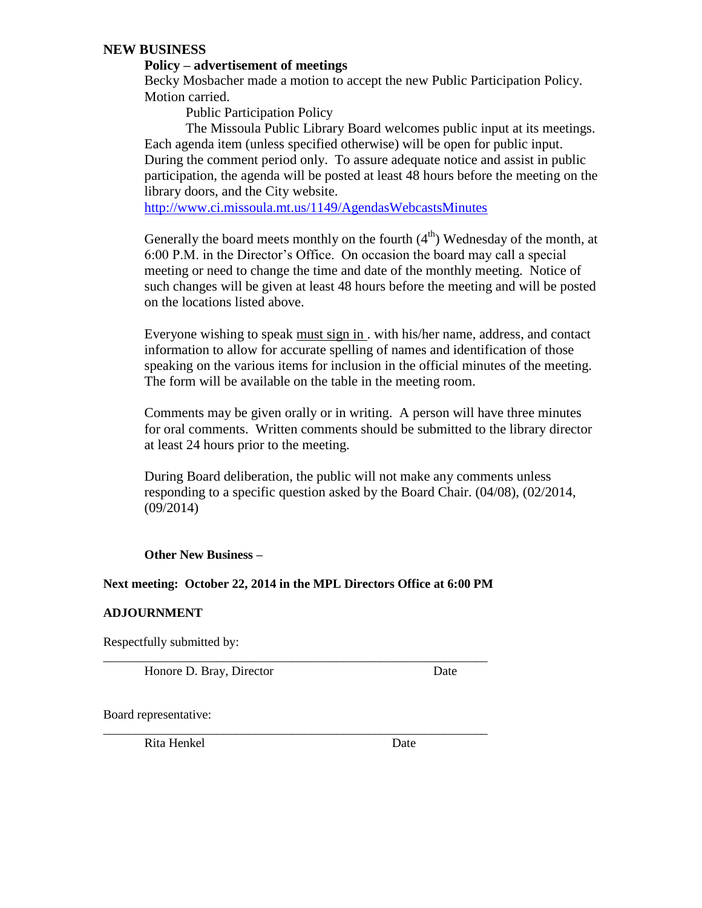**NEW BUSINESS**

**Policy – advertisement of meetings**

Becky Mosbacher made a motion to accept the new Public Participation Policy. Motion carried.

Public Participation Policy

The Missoula Public Library Board welcomes public input at its meetings. Each agenda item (unless specified otherwise) will be open for public input. During the comment period only. To assure adequate notice and assist in public participation, the agenda will be posted at least 48 hours before the meeting on the library doors, and the City website.

http://www.ci.missoula.mt.us/1149/AgendasWebcastsMinutes

Generally the board meets monthly on the fourth (4th) Wednesday of the month, at 6:00 P.M. in the Director's Office. On occasion the board may call a special meeting or need to change the time and date of the monthly meeting. Notice of such changes will be given at least 48 hours before the meeting and will be posted on the locations listed above.

Everyone wishing to speak must sign in . with his/her name, address, and contact information to allow for accurate spelling of names and identification of those speaking on the various items for inclusion in the official minutes of the meeting. The form will be available on the table in the meeting room.

Comments may be given orally or in writing. A person will have three minutes for oral comments. Written comments should be submitted to the library director at least 24 hours prior to the meeting.

During Board deliberation, the public will not make any comments unless responding to a specific question asked by the Board Chair. (04/08), (02/2014, (09/2014)

**Other New Business –**

**Next meeting: October 22, 2014 in the MPL Directors Office at 6:00 PM**

**ADJOURNMENT**

Respectfully submitted by:

\_\_\_\_\_\_\_\_\_\_\_\_\_\_\_\_\_\_\_\_\_\_\_\_\_\_\_\_\_\_\_\_\_\_\_\_\_\_\_\_\_\_\_\_\_\_\_\_\_\_\_\_\_\_\_\_

Honore D. Bray, Director Date

Board representative:

\_\_\_\_\_\_\_\_\_\_\_\_\_\_\_\_\_\_\_\_\_\_\_\_\_\_\_\_\_\_\_\_\_\_\_\_\_\_\_\_\_\_\_\_\_\_\_\_\_\_\_\_\_\_\_\_

Rita Henkel Date